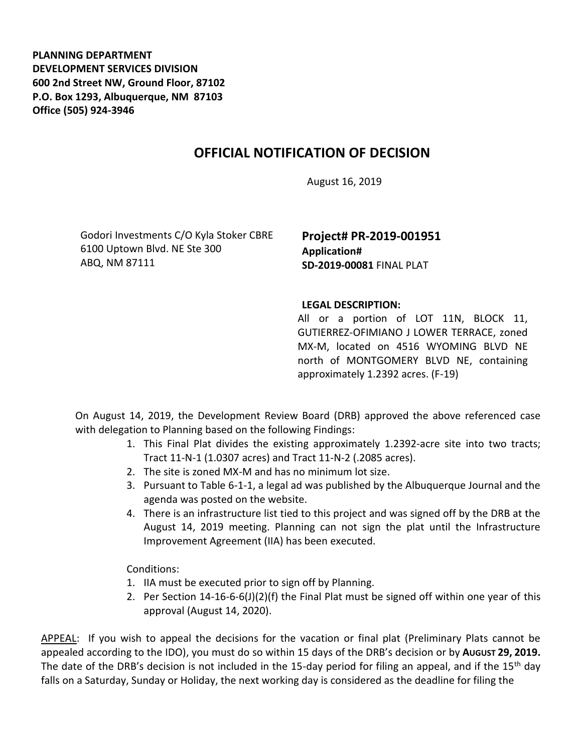**PLANNING DEPARTMENT**
**DEVELOPMENT SERVICES DIVISION**
**600 2nd Street NW, Ground Floor, 87102**
**P.O. Box 1293, Albuquerque, NM 87103**
**Office (505) 924-3946**

# OFFICIAL NOTIFICATION OF DECISION

August 16, 2019

Godori Investments C/O Kyla Stoker CBRE
6100 Uptown Blvd. NE Ste 300
ABQ, NM 87111

**Project# PR-2019-001951**
**Application#**
**SD-2019-00081** FINAL PLAT

**LEGAL DESCRIPTION:**
All or a portion of LOT 11N, BLOCK 11, GUTIERREZ-OFIMIANO J LOWER TERRACE, zoned MX-M, located on 4516 WYOMING BLVD NE north of MONTGOMERY BLVD NE, containing approximately 1.2392 acres. (F-19)

On August 14, 2019, the Development Review Board (DRB) approved the above referenced case with delegation to Planning based on the following Findings:

1. This Final Plat divides the existing approximately 1.2392-acre site into two tracts; Tract 11-N-1 (1.0307 acres) and Tract 11-N-2 (.2085 acres).
2. The site is zoned MX-M and has no minimum lot size.
3. Pursuant to Table 6-1-1, a legal ad was published by the Albuquerque Journal and the agenda was posted on the website.
4. There is an infrastructure list tied to this project and was signed off by the DRB at the August 14, 2019 meeting. Planning can not sign the plat until the Infrastructure Improvement Agreement (IIA) has been executed.

Conditions:

1. IIA must be executed prior to sign off by Planning.
2. Per Section 14-16-6-6(J)(2)(f) the Final Plat must be signed off within one year of this approval (August 14, 2020).

APPEAL: If you wish to appeal the decisions for the vacation or final plat (Preliminary Plats cannot be appealed according to the IDO), you must do so within 15 days of the DRB's decision or by **AUGUST 29, 2019.** The date of the DRB's decision is not included in the 15-day period for filing an appeal, and if the 15th day falls on a Saturday, Sunday or Holiday, the next working day is considered as the deadline for filing the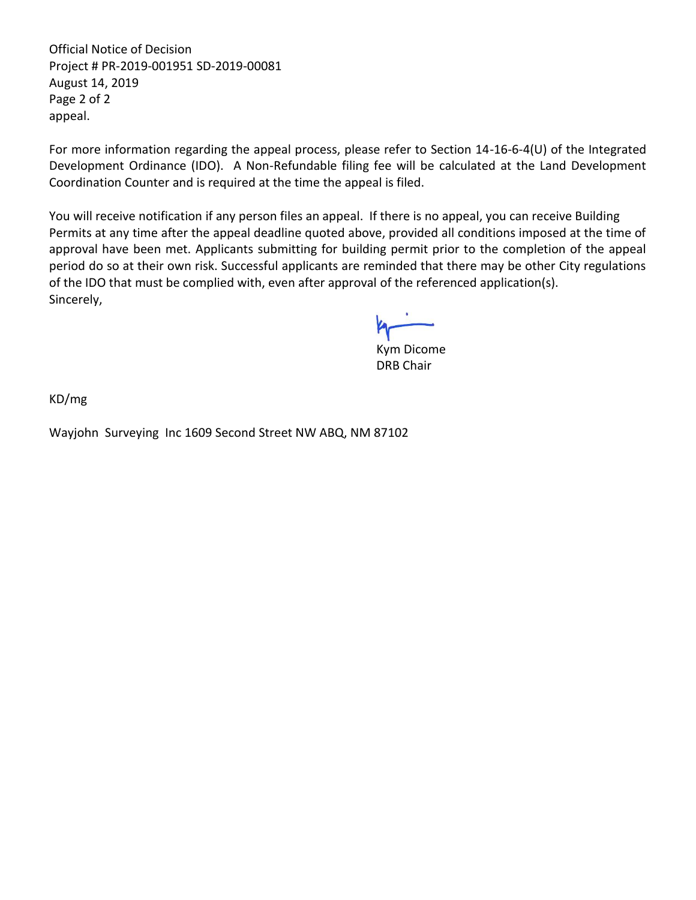appeal.

For more information regarding the appeal process, please refer to Section 14-16-6-4(U) of the Integrated Development Ordinance (IDO). A Non-Refundable filing fee will be calculated at the Land Development Coordination Counter and is required at the time the appeal is filed.

You will receive notification if any person files an appeal. If there is no appeal, you can receive Building Permits at any time after the appeal deadline quoted above, provided all conditions imposed at the time of approval have been met. Applicants submitting for building permit prior to the completion of the appeal period do so at their own risk. Successful applicants are reminded that there may be other City regulations of the IDO that must be complied with, even after approval of the referenced application(s).

Sincerely,

Kym Dicome
DRB Chair

KD/mg

Wayjohn Surveying Inc 1609 Second Street NW ABQ, NM 87102